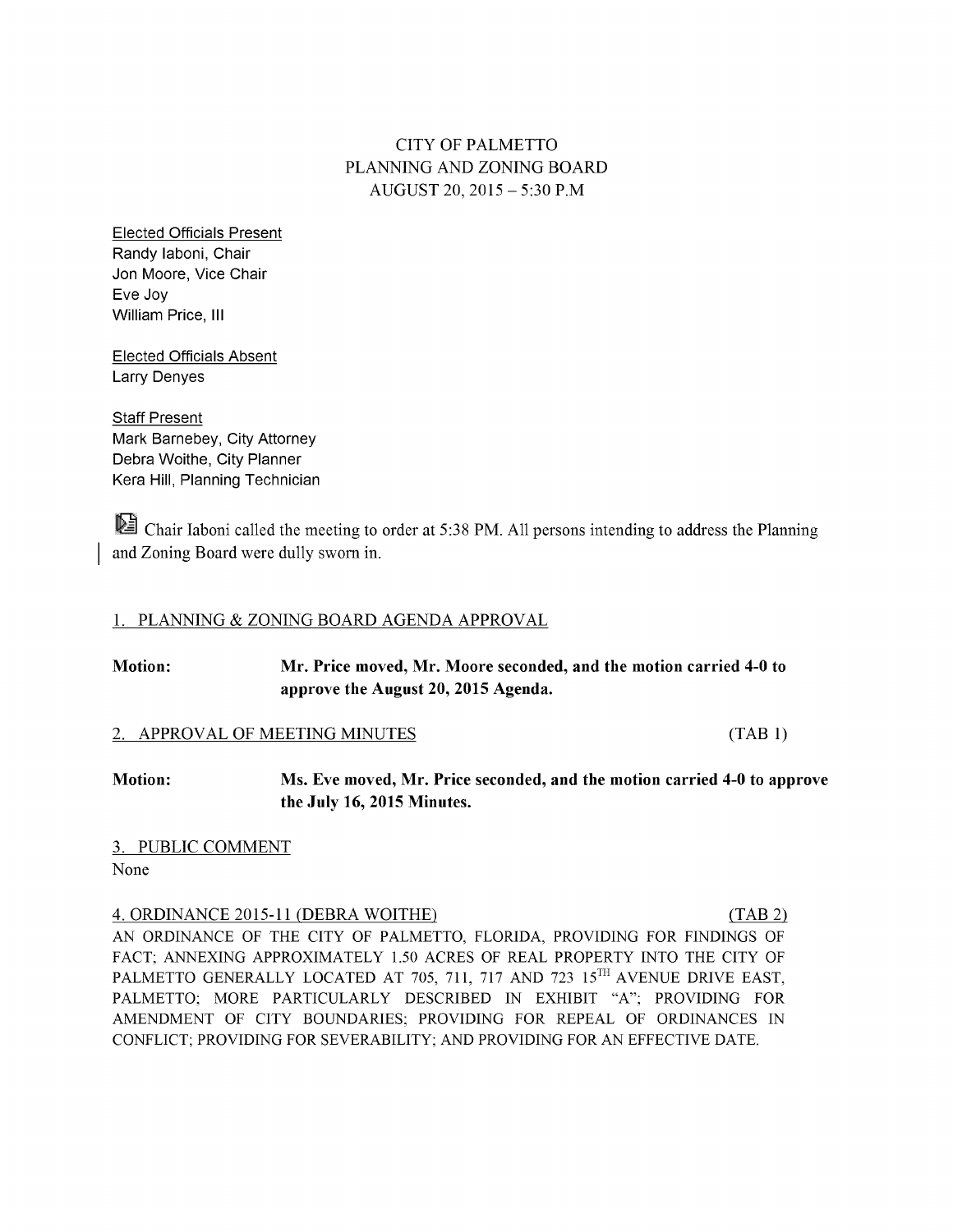# CITY OF PALMETTO
## PLANNING AND ZONING BOARD
### AUGUST 20, 2015 – 5:30 P.M

Elected Officials Present
Randy Iaboni, Chair
Jon Moore, Vice Chair
Eve Joy
William Price, III

Elected Officials Absent
Larry Denyes

Staff Present
Mark Barnebey, City Attorney
Debra Woithe, City Planner
Kera Hill, Planning Technician

Chair Iaboni called the meeting to order at 5:38 PM. All persons intending to address the Planning and Zoning Board were dully sworn in.

1. PLANNING & ZONING BOARD AGENDA APPROVAL

**Motion:** **Mr. Price moved, Mr. Moore seconded, and the motion carried 4-0 to approve the August 20, 2015 Agenda.**

2. APPROVAL OF MEETING MINUTES (TAB 1)

**Motion:** **Ms. Eve moved, Mr. Price seconded, and the motion carried 4-0 to approve the July 16, 2015 Minutes.**

3. PUBLIC COMMENT

None

4. ORDINANCE 2015-11 (DEBRA WOITHE) (TAB 2)

AN ORDINANCE OF THE CITY OF PALMETTO, FLORIDA, PROVIDING FOR FINDINGS OF FACT; ANNEXING APPROXIMATELY 1.50 ACRES OF REAL PROPERTY INTO THE CITY OF PALMETTO GENERALLY LOCATED AT 705, 711, 717 AND 723 15TH AVENUE DRIVE EAST, PALMETTO; MORE PARTICULARLY DESCRIBED IN EXHIBIT "A"; PROVIDING FOR AMENDMENT OF CITY BOUNDARIES; PROVIDING FOR REPEAL OF ORDINANCES IN CONFLICT; PROVIDING FOR SEVERABILITY; AND PROVIDING FOR AN EFFECTIVE DATE.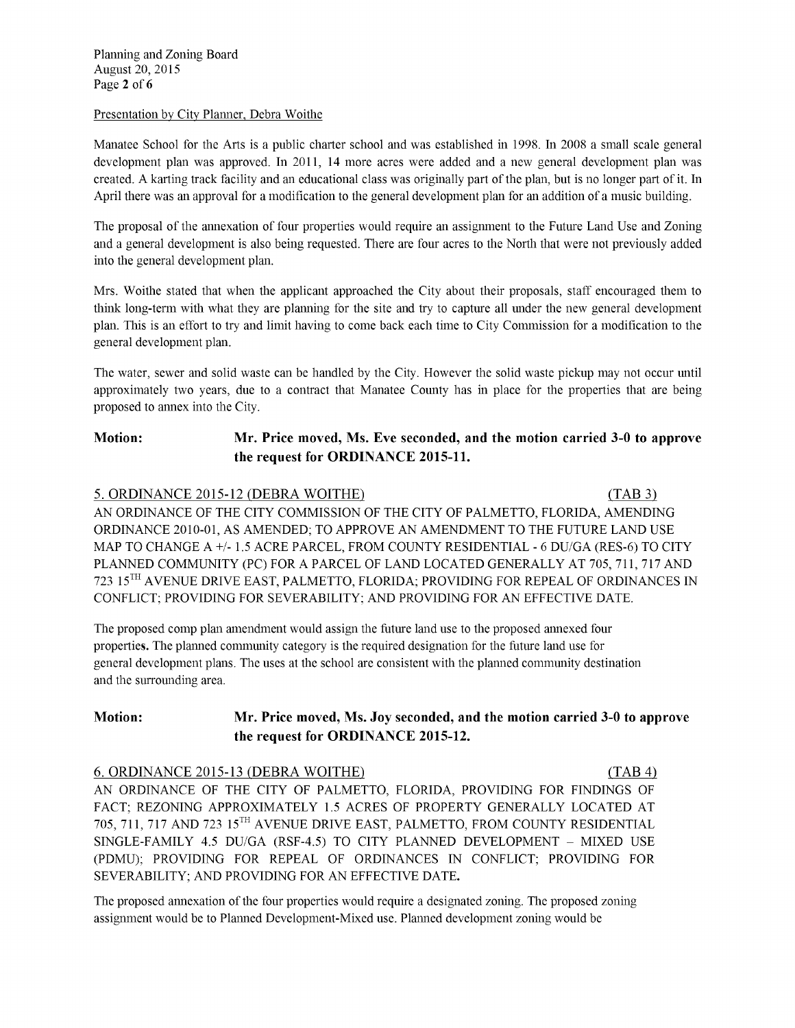Presentation by City Planner, Debra Woithe

Manatee School for the Arts is a public charter school and was established in 1998. In 2008 a small scale general development plan was approved. In 2011, 14 more acres were added and a new general development plan was created. A karting track facility and an educational class was originally part of the plan, but is no longer part of it. In April there was an approval for a modification to the general development plan for an addition of a music building.

The proposal of the annexation of four properties would require an assignment to the Future Land Use and Zoning and a general development is also being requested. There are four acres to the North that were not previously added into the general development plan.

Mrs. Woithe stated that when the applicant approached the City about their proposals, staff encouraged them to think long-term with what they are planning for the site and try to capture all under the new general development plan. This is an effort to try and limit having to come back each time to City Commission for a modification to the general development plan.

The water, sewer and solid waste can be handled by the City. However the solid waste pickup may not occur until approximately two years, due to a contract that Manatee County has in place for the properties that are being proposed to annex into the City.

**Motion:** **Mr. Price moved, Ms. Eve seconded, and the motion carried 3-0 to approve the request for ORDINANCE 2015-11.**

5. ORDINANCE 2015-12 (DEBRA WOITHE) (TAB 3)

AN ORDINANCE OF THE CITY COMMISSION OF THE CITY OF PALMETTO, FLORIDA, AMENDING ORDINANCE 2010-01, AS AMENDED; TO APPROVE AN AMENDMENT TO THE FUTURE LAND USE MAP TO CHANGE A +/- 1.5 ACRE PARCEL, FROM COUNTY RESIDENTIAL - 6 DU/GA (RES-6) TO CITY PLANNED COMMUNITY (PC) FOR A PARCEL OF LAND LOCATED GENERALLY AT 705, 711, 717 AND 723 15TH AVENUE DRIVE EAST, PALMETTO, FLORIDA; PROVIDING FOR REPEAL OF ORDINANCES IN CONFLICT; PROVIDING FOR SEVERABILITY; AND PROVIDING FOR AN EFFECTIVE DATE.

The proposed comp plan amendment would assign the future land use to the proposed annexed four properties. The planned community category is the required designation for the future land use for general development plans. The uses at the school are consistent with the planned community destination and the surrounding area.

**Motion:** **Mr. Price moved, Ms. Joy seconded, and the motion carried 3-0 to approve the request for ORDINANCE 2015-12.**

6. ORDINANCE 2015-13 (DEBRA WOITHE) (TAB 4)

AN ORDINANCE OF THE CITY OF PALMETTO, FLORIDA, PROVIDING FOR FINDINGS OF FACT; REZONING APPROXIMATELY 1.5 ACRES OF PROPERTY GENERALLY LOCATED AT 705, 711, 717 AND 723 15TH AVENUE DRIVE EAST, PALMETTO, FROM COUNTY RESIDENTIAL SINGLE-FAMILY 4.5 DU/GA (RSF-4.5) TO CITY PLANNED DEVELOPMENT – MIXED USE (PDMU); PROVIDING FOR REPEAL OF ORDINANCES IN CONFLICT; PROVIDING FOR SEVERABILITY; AND PROVIDING FOR AN EFFECTIVE DATE.

The proposed annexation of the four properties would require a designated zoning. The proposed zoning assignment would be to Planned Development-Mixed use. Planned development zoning would be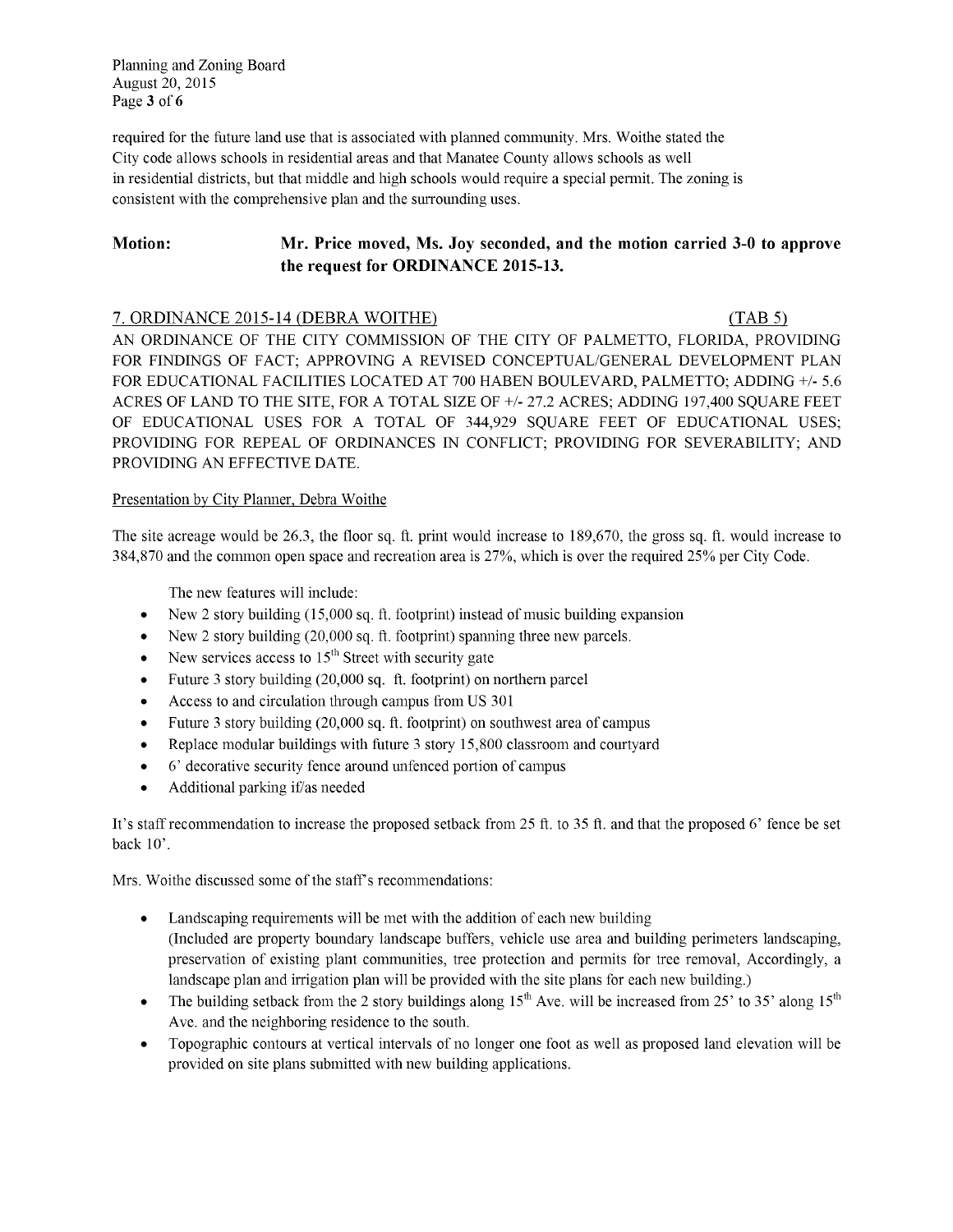required for the future land use that is associated with planned community. Mrs. Woithe stated the City code allows schools in residential areas and that Manatee County allows schools as well in residential districts, but that middle and high schools would require a special permit. The zoning is consistent with the comprehensive plan and the surrounding uses.

**Motion:** **Mr. Price moved, Ms. Joy seconded, and the motion carried 3-0 to approve the request for ORDINANCE 2015-13.**

7. ORDINANCE 2015-14 (DEBRA WOITHE) (TAB 5)

AN ORDINANCE OF THE CITY COMMISSION OF THE CITY OF PALMETTO, FLORIDA, PROVIDING FOR FINDINGS OF FACT; APPROVING A REVISED CONCEPTUAL/GENERAL DEVELOPMENT PLAN FOR EDUCATIONAL FACILITIES LOCATED AT 700 HABEN BOULEVARD, PALMETTO; ADDING +/- 5.6 ACRES OF LAND TO THE SITE, FOR A TOTAL SIZE OF +/- 27.2 ACRES; ADDING 197,400 SQUARE FEET OF EDUCATIONAL USES FOR A TOTAL OF 344,929 SQUARE FEET OF EDUCATIONAL USES; PROVIDING FOR REPEAL OF ORDINANCES IN CONFLICT; PROVIDING FOR SEVERABILITY; AND PROVIDING AN EFFECTIVE DATE.

Presentation by City Planner, Debra Woithe

The site acreage would be 26.3, the floor sq. ft. print would increase to 189,670, the gross sq. ft. would increase to 384,870 and the common open space and recreation area is 27%, which is over the required 25% per City Code.

The new features will include:

- New 2 story building (15,000 sq. ft. footprint) instead of music building expansion
- New 2 story building (20,000 sq. ft. footprint) spanning three new parcels.
- New services access to 15th Street with security gate
- Future 3 story building (20,000 sq. ft. footprint) on northern parcel
- Access to and circulation through campus from US 301
- Future 3 story building (20,000 sq. ft. footprint) on southwest area of campus
- Replace modular buildings with future 3 story 15,800 classroom and courtyard
- 6' decorative security fence around unfenced portion of campus
- Additional parking if/as needed

It's staff recommendation to increase the proposed setback from 25 ft. to 35 ft. and that the proposed 6' fence be set back 10'.

Mrs. Woithe discussed some of the staff's recommendations:

- Landscaping requirements will be met with the addition of each new building (Included are property boundary landscape buffers, vehicle use area and building perimeters landscaping, preservation of existing plant communities, tree protection and permits for tree removal, Accordingly, a landscape plan and irrigation plan will be provided with the site plans for each new building.)
- The building setback from the 2 story buildings along 15th Ave. will be increased from 25' to 35' along 15th Ave. and the neighboring residence to the south.
- Topographic contours at vertical intervals of no longer one foot as well as proposed land elevation will be provided on site plans submitted with new building applications.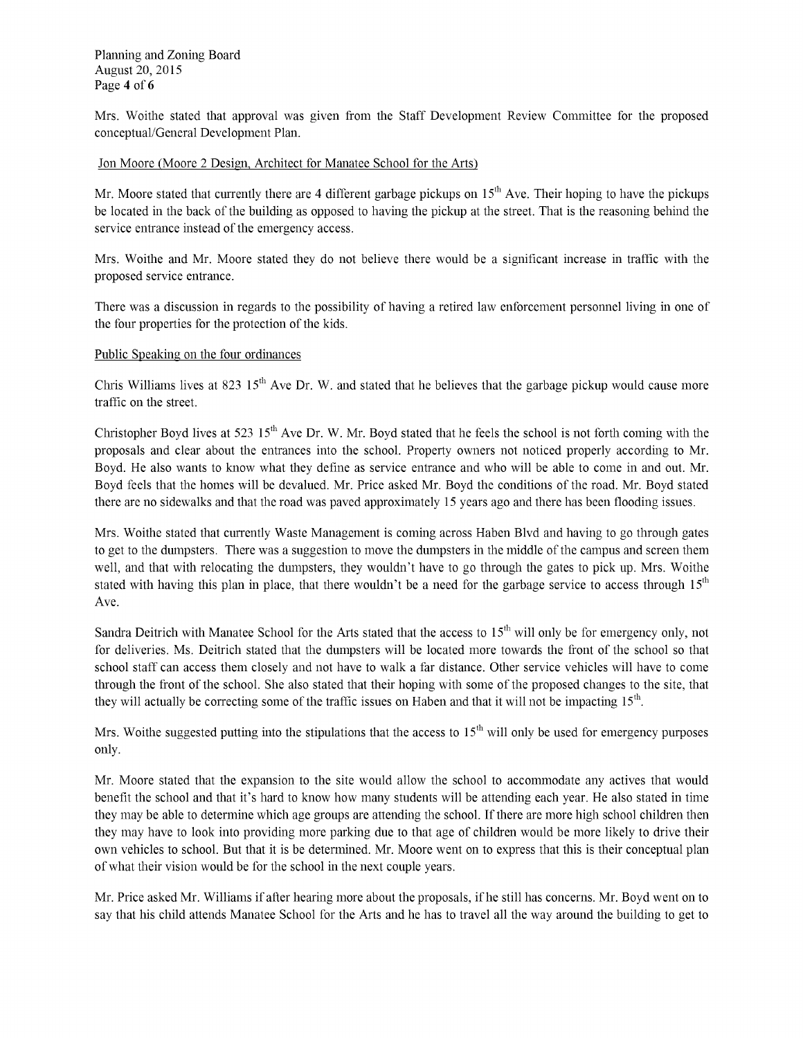Mrs. Woithe stated that approval was given from the Staff Development Review Committee for the proposed conceptual/General Development Plan.

Jon Moore (Moore 2 Design, Architect for Manatee School for the Arts)

Mr. Moore stated that currently there are 4 different garbage pickups on 15th Ave. Their hoping to have the pickups be located in the back of the building as opposed to having the pickup at the street. That is the reasoning behind the service entrance instead of the emergency access.

Mrs. Woithe and Mr. Moore stated they do not believe there would be a significant increase in traffic with the proposed service entrance.

There was a discussion in regards to the possibility of having a retired law enforcement personnel living in one of the four properties for the protection of the kids.

Public Speaking on the four ordinances

Chris Williams lives at 823 15th Ave Dr. W. and stated that he believes that the garbage pickup would cause more traffic on the street.

Christopher Boyd lives at 523 15th Ave Dr. W. Mr. Boyd stated that he feels the school is not forth coming with the proposals and clear about the entrances into the school. Property owners not noticed properly according to Mr. Boyd. He also wants to know what they define as service entrance and who will be able to come in and out. Mr. Boyd feels that the homes will be devalued. Mr. Price asked Mr. Boyd the conditions of the road. Mr. Boyd stated there are no sidewalks and that the road was paved approximately 15 years ago and there has been flooding issues.

Mrs. Woithe stated that currently Waste Management is coming across Haben Blvd and having to go through gates to get to the dumpsters. There was a suggestion to move the dumpsters in the middle of the campus and screen them well, and that with relocating the dumpsters, they wouldn't have to go through the gates to pick up. Mrs. Woithe stated with having this plan in place, that there wouldn't be a need for the garbage service to access through 15th Ave.

Sandra Deitrich with Manatee School for the Arts stated that the access to 15th will only be for emergency only, not for deliveries. Ms. Deitrich stated that the dumpsters will be located more towards the front of the school so that school staff can access them closely and not have to walk a far distance. Other service vehicles will have to come through the front of the school. She also stated that their hoping with some of the proposed changes to the site, that they will actually be correcting some of the traffic issues on Haben and that it will not be impacting 15th.

Mrs. Woithe suggested putting into the stipulations that the access to 15th will only be used for emergency purposes only.

Mr. Moore stated that the expansion to the site would allow the school to accommodate any actives that would benefit the school and that it's hard to know how many students will be attending each year. He also stated in time they may be able to determine which age groups are attending the school. If there are more high school children then they may have to look into providing more parking due to that age of children would be more likely to drive their own vehicles to school. But that it is be determined. Mr. Moore went on to express that this is their conceptual plan of what their vision would be for the school in the next couple years.

Mr. Price asked Mr. Williams if after hearing more about the proposals, if he still has concerns. Mr. Boyd went on to say that his child attends Manatee School for the Arts and he has to travel all the way around the building to get to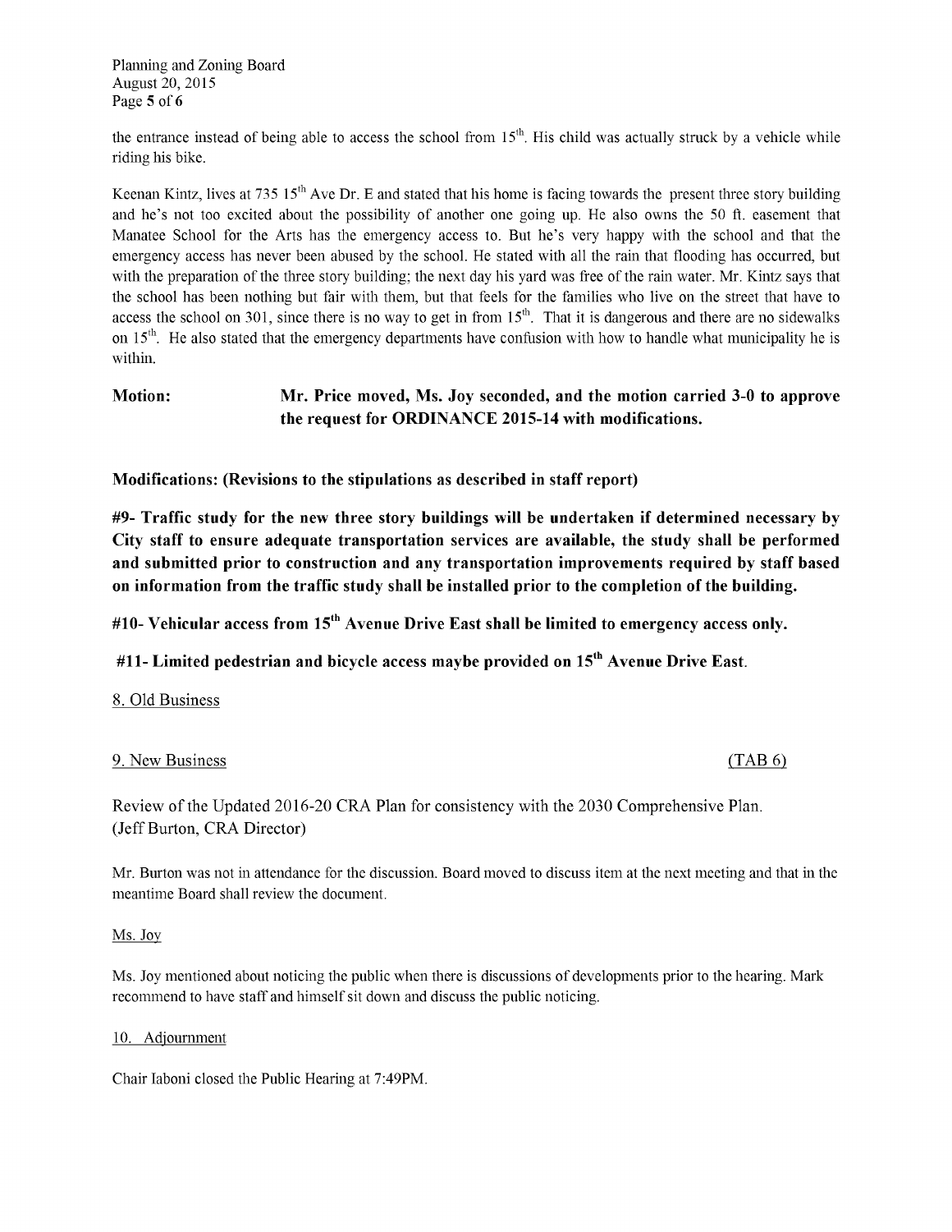the entrance instead of being able to access the school from 15th. His child was actually struck by a vehicle while riding his bike.

Keenan Kintz, lives at 735 15th Ave Dr. E and stated that his home is facing towards the present three story building and he's not too excited about the possibility of another one going up. He also owns the 50 ft. easement that Manatee School for the Arts has the emergency access to. But he's very happy with the school and that the emergency access has never been abused by the school. He stated with all the rain that flooding has occurred, but with the preparation of the three story building; the next day his yard was free of the rain water. Mr. Kintz says that the school has been nothing but fair with them, but that feels for the families who live on the street that have to access the school on 301, since there is no way to get in from 15th. That it is dangerous and there are no sidewalks on 15th. He also stated that the emergency departments have confusion with how to handle what municipality he is within.

**Motion: Mr. Price moved, Ms. Joy seconded, and the motion carried 3-0 to approve the request for ORDINANCE 2015-14 with modifications.**

**Modifications: (Revisions to the stipulations as described in staff report)**

**#9- Traffic study for the new three story buildings will be undertaken if determined necessary by City staff to ensure adequate transportation services are available, the study shall be performed and submitted prior to construction and any transportation improvements required by staff based on information from the traffic study shall be installed prior to the completion of the building.**

**#10- Vehicular access from 15th Avenue Drive East shall be limited to emergency access only.**

**#11- Limited pedestrian and bicycle access maybe provided on 15th Avenue Drive East.**

8. Old Business

9. New Business (TAB 6)

Review of the Updated 2016-20 CRA Plan for consistency with the 2030 Comprehensive Plan. (Jeff Burton, CRA Director)

Mr. Burton was not in attendance for the discussion. Board moved to discuss item at the next meeting and that in the meantime Board shall review the document.

Ms. Joy

Ms. Joy mentioned about noticing the public when there is discussions of developments prior to the hearing. Mark recommend to have staff and himself sit down and discuss the public noticing.

10. Adjournment

Chair Iaboni closed the Public Hearing at 7:49PM.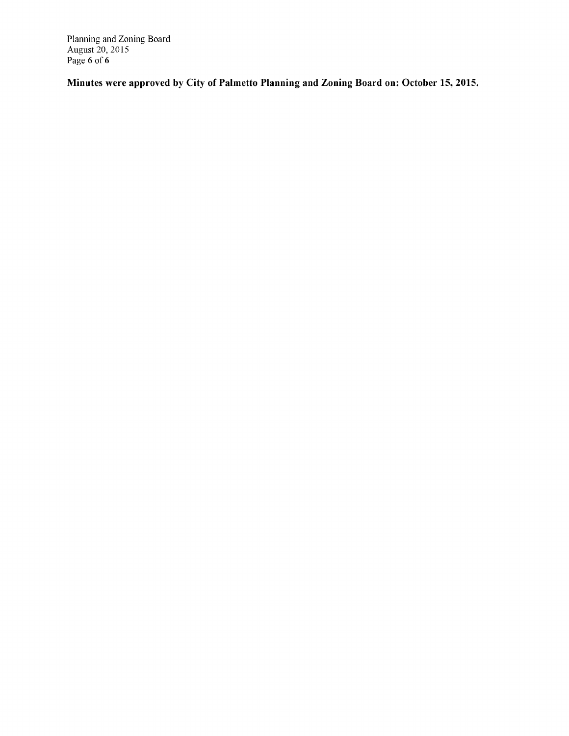**Minutes were approved by City of Palmetto Planning and Zoning Board on: October 15, 2015.**